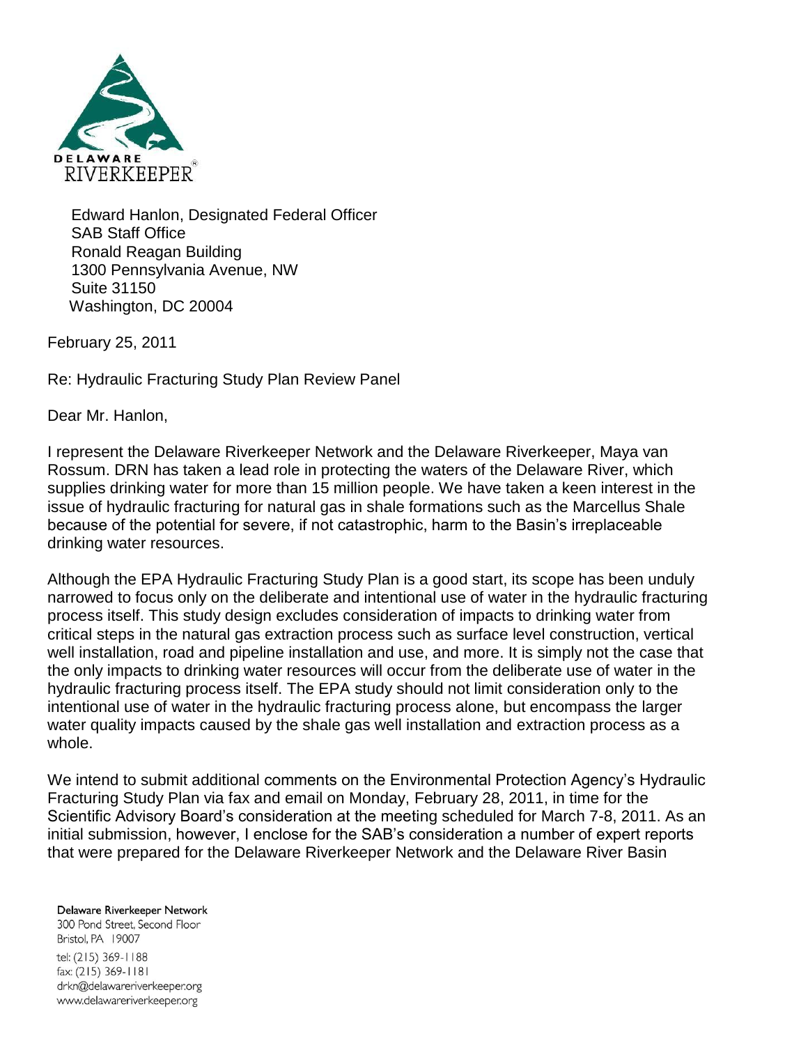DELAWARE RIVERKEEPER®

Edward Hanlon, Designated Federal Officer
SAB Staff Office
Ronald Reagan Building
1300 Pennsylvania Avenue, NW
Suite 31150
Washington, DC 20004

February 25, 2011

Re: Hydraulic Fracturing Study Plan Review Panel

Dear Mr. Hanlon,

I represent the Delaware Riverkeeper Network and the Delaware Riverkeeper, Maya van Rossum. DRN has taken a lead role in protecting the waters of the Delaware River, which supplies drinking water for more than 15 million people. We have taken a keen interest in the issue of hydraulic fracturing for natural gas in shale formations such as the Marcellus Shale because of the potential for severe, if not catastrophic, harm to the Basin's irreplaceable drinking water resources.

Although the EPA Hydraulic Fracturing Study Plan is a good start, its scope has been unduly narrowed to focus only on the deliberate and intentional use of water in the hydraulic fracturing process itself. This study design excludes consideration of impacts to drinking water from critical steps in the natural gas extraction process such as surface level construction, vertical well installation, road and pipeline installation and use, and more. It is simply not the case that the only impacts to drinking water resources will occur from the deliberate use of water in the hydraulic fracturing process itself. The EPA study should not limit consideration only to the intentional use of water in the hydraulic fracturing process alone, but encompass the larger water quality impacts caused by the shale gas well installation and extraction process as a whole.

We intend to submit additional comments on the Environmental Protection Agency's Hydraulic Fracturing Study Plan via fax and email on Monday, February 28, 2011, in time for the Scientific Advisory Board's consideration at the meeting scheduled for March 7-8, 2011. As an initial submission, however, I enclose for the SAB's consideration a number of expert reports that were prepared for the Delaware Riverkeeper Network and the Delaware River Basin

Delaware Riverkeeper Network
300 Pond Street, Second Floor
Bristol, PA 19007
tel: (215) 369-1188
fax: (215) 369-1181
drkn@delawareriverkeeper.org
www.delawareriverkeeper.org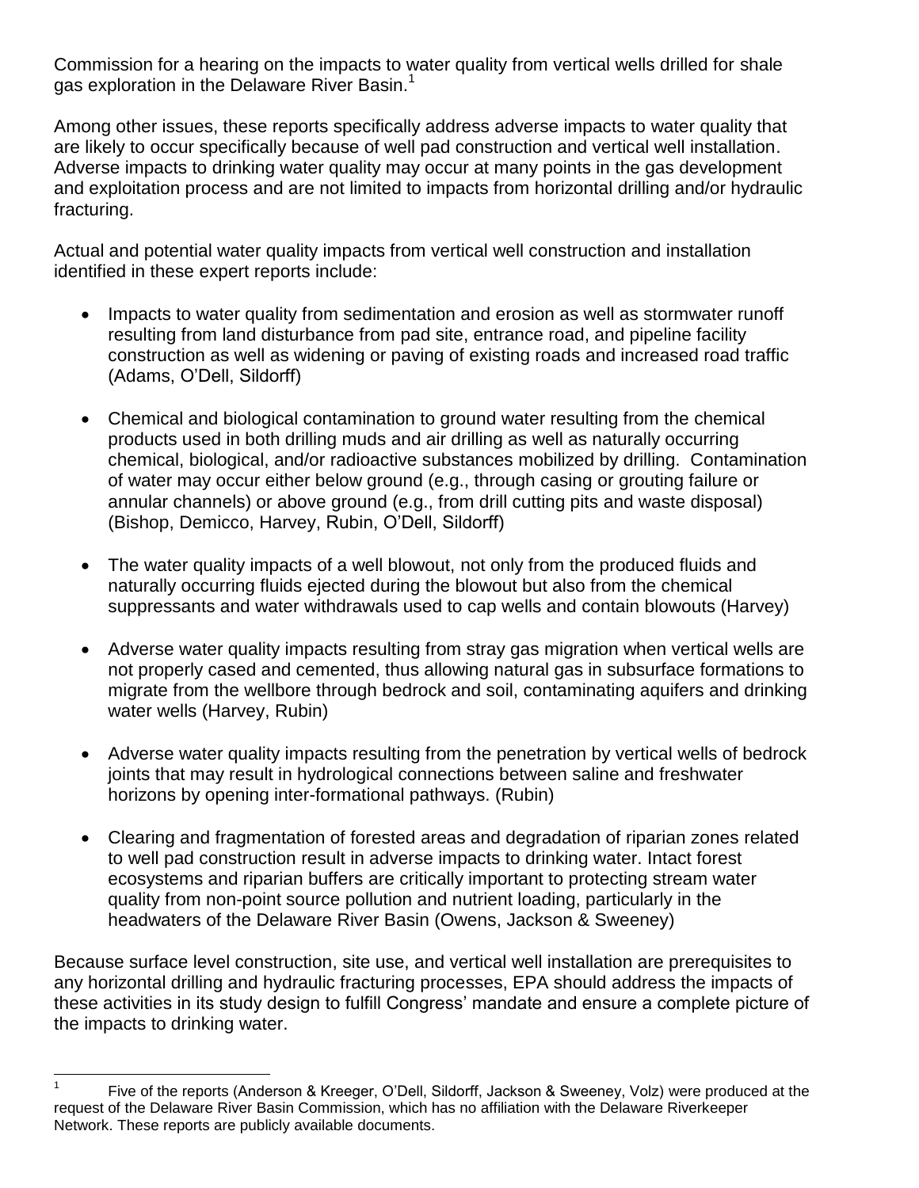Commission for a hearing on the impacts to water quality from vertical wells drilled for shale gas exploration in the Delaware River Basin.[1]

Among other issues, these reports specifically address adverse impacts to water quality that are likely to occur specifically because of well pad construction and vertical well installation. Adverse impacts to drinking water quality may occur at many points in the gas development and exploitation process and are not limited to impacts from horizontal drilling and/or hydraulic fracturing.

Actual and potential water quality impacts from vertical well construction and installation identified in these expert reports include:

- Impacts to water quality from sedimentation and erosion as well as stormwater runoff resulting from land disturbance from pad site, entrance road, and pipeline facility construction as well as widening or paving of existing roads and increased road traffic (Adams, O'Dell, Sildorff)

- Chemical and biological contamination to ground water resulting from the chemical products used in both drilling muds and air drilling as well as naturally occurring chemical, biological, and/or radioactive substances mobilized by drilling. Contamination of water may occur either below ground (e.g., through casing or grouting failure or annular channels) or above ground (e.g., from drill cutting pits and waste disposal) (Bishop, Demicco, Harvey, Rubin, O'Dell, Sildorff)

- The water quality impacts of a well blowout, not only from the produced fluids and naturally occurring fluids ejected during the blowout but also from the chemical suppressants and water withdrawals used to cap wells and contain blowouts (Harvey)

- Adverse water quality impacts resulting from stray gas migration when vertical wells are not properly cased and cemented, thus allowing natural gas in subsurface formations to migrate from the wellbore through bedrock and soil, contaminating aquifers and drinking water wells (Harvey, Rubin)

- Adverse water quality impacts resulting from the penetration by vertical wells of bedrock joints that may result in hydrological connections between saline and freshwater horizons by opening inter-formational pathways. (Rubin)

- Clearing and fragmentation of forested areas and degradation of riparian zones related to well pad construction result in adverse impacts to drinking water. Intact forest ecosystems and riparian buffers are critically important to protecting stream water quality from non-point source pollution and nutrient loading, particularly in the headwaters of the Delaware River Basin (Owens, Jackson & Sweeney)

Because surface level construction, site use, and vertical well installation are prerequisites to any horizontal drilling and hydraulic fracturing processes, EPA should address the impacts of these activities in its study design to fulfill Congress' mandate and ensure a complete picture of the impacts to drinking water.

---

[1] Five of the reports (Anderson & Kreeger, O'Dell, Sildorff, Jackson & Sweeney, Volz) were produced at the request of the Delaware River Basin Commission, which has no affiliation with the Delaware Riverkeeper Network. These reports are publicly available documents.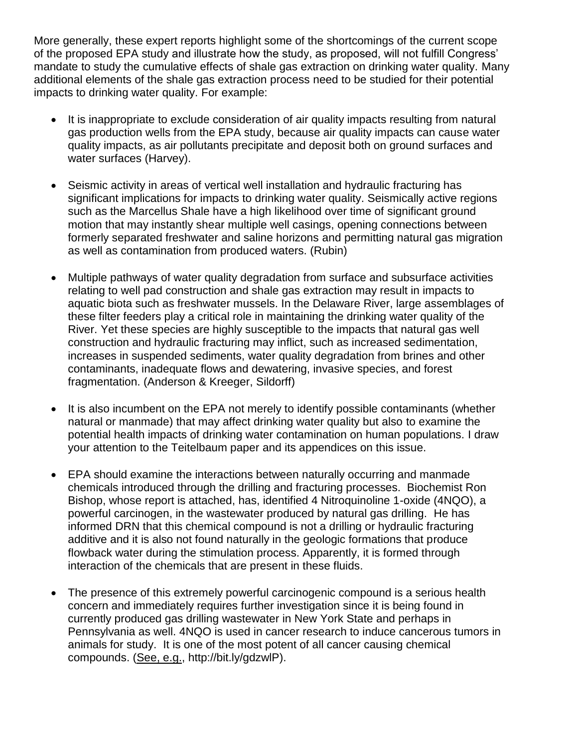More generally, these expert reports highlight some of the shortcomings of the current scope of the proposed EPA study and illustrate how the study, as proposed, will not fulfill Congress' mandate to study the cumulative effects of shale gas extraction on drinking water quality. Many additional elements of the shale gas extraction process need to be studied for their potential impacts to drinking water quality. For example:

- It is inappropriate to exclude consideration of air quality impacts resulting from natural gas production wells from the EPA study, because air quality impacts can cause water quality impacts, as air pollutants precipitate and deposit both on ground surfaces and water surfaces (Harvey).

- Seismic activity in areas of vertical well installation and hydraulic fracturing has significant implications for impacts to drinking water quality. Seismically active regions such as the Marcellus Shale have a high likelihood over time of significant ground motion that may instantly shear multiple well casings, opening connections between formerly separated freshwater and saline horizons and permitting natural gas migration as well as contamination from produced waters. (Rubin)

- Multiple pathways of water quality degradation from surface and subsurface activities relating to well pad construction and shale gas extraction may result in impacts to aquatic biota such as freshwater mussels. In the Delaware River, large assemblages of these filter feeders play a critical role in maintaining the drinking water quality of the River. Yet these species are highly susceptible to the impacts that natural gas well construction and hydraulic fracturing may inflict, such as increased sedimentation, increases in suspended sediments, water quality degradation from brines and other contaminants, inadequate flows and dewatering, invasive species, and forest fragmentation. (Anderson & Kreeger, Sildorff)

- It is also incumbent on the EPA not merely to identify possible contaminants (whether natural or manmade) that may affect drinking water quality but also to examine the potential health impacts of drinking water contamination on human populations. I draw your attention to the Teitelbaum paper and its appendices on this issue.

- EPA should examine the interactions between naturally occurring and manmade chemicals introduced through the drilling and fracturing processes. Biochemist Ron Bishop, whose report is attached, has, identified 4 Nitroquinoline 1-oxide (4NQO), a powerful carcinogen, in the wastewater produced by natural gas drilling. He has informed DRN that this chemical compound is not a drilling or hydraulic fracturing additive and it is also not found naturally in the geologic formations that produce flowback water during the stimulation process. Apparently, it is formed through interaction of the chemicals that are present in these fluids.

- The presence of this extremely powerful carcinogenic compound is a serious health concern and immediately requires further investigation since it is being found in currently produced gas drilling wastewater in New York State and perhaps in Pennsylvania as well. 4NQO is used in cancer research to induce cancerous tumors in animals for study. It is one of the most potent of all cancer causing chemical compounds. (See, e.g., http://bit.ly/gdzwlP).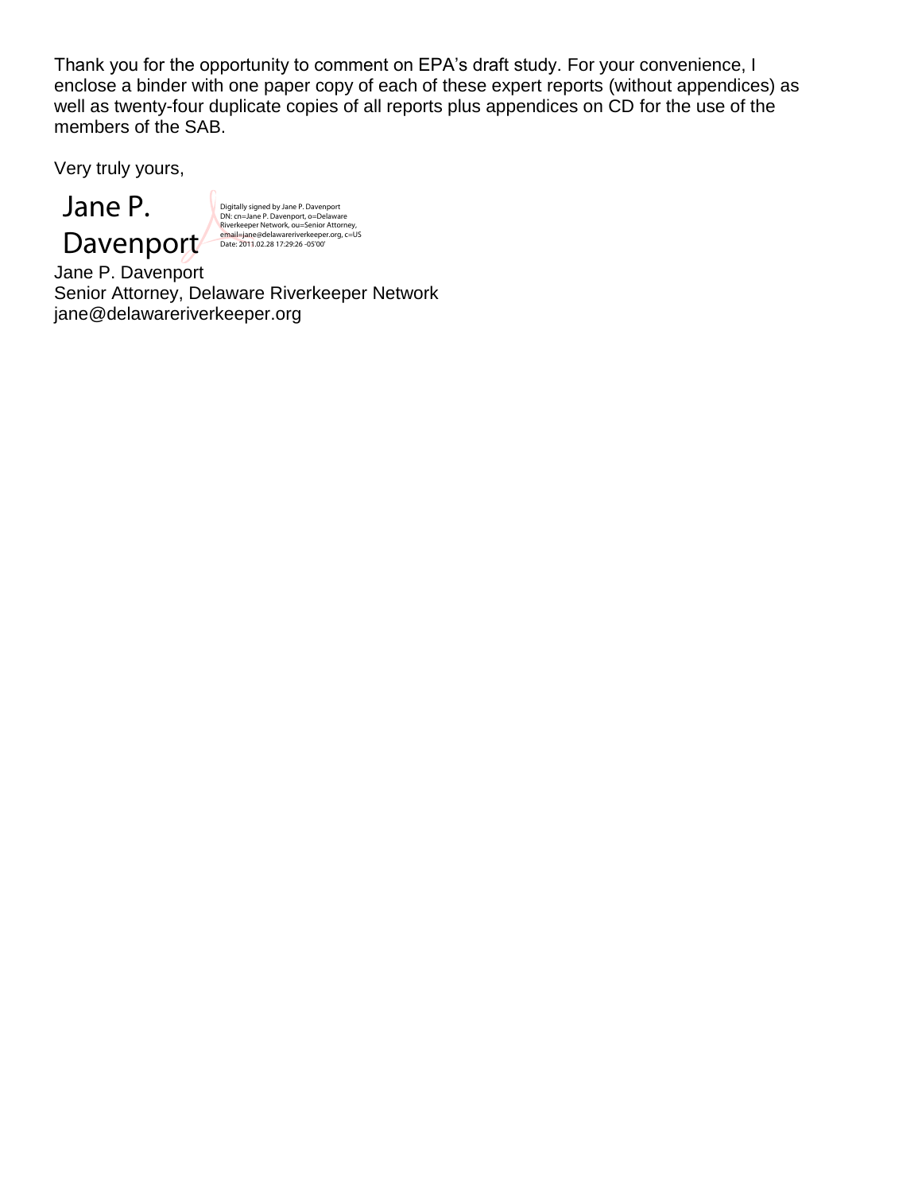Thank you for the opportunity to comment on EPA's draft study. For your convenience, I enclose a binder with one paper copy of each of these expert reports (without appendices) as well as twenty-four duplicate copies of all reports plus appendices on CD for the use of the members of the SAB.

Very truly yours,

Jane P. Davenport

Digitally signed by Jane P. Davenport
DN: cn=Jane P. Davenport, o=Delaware Riverkeeper Network, ou=Senior Attorney, email=jane@delawareriverkeeper.org, c=US
Date: 2011.02.28 17:29:26 -05'00'

Jane P. Davenport
Senior Attorney, Delaware Riverkeeper Network
jane@delawareriverkeeper.org